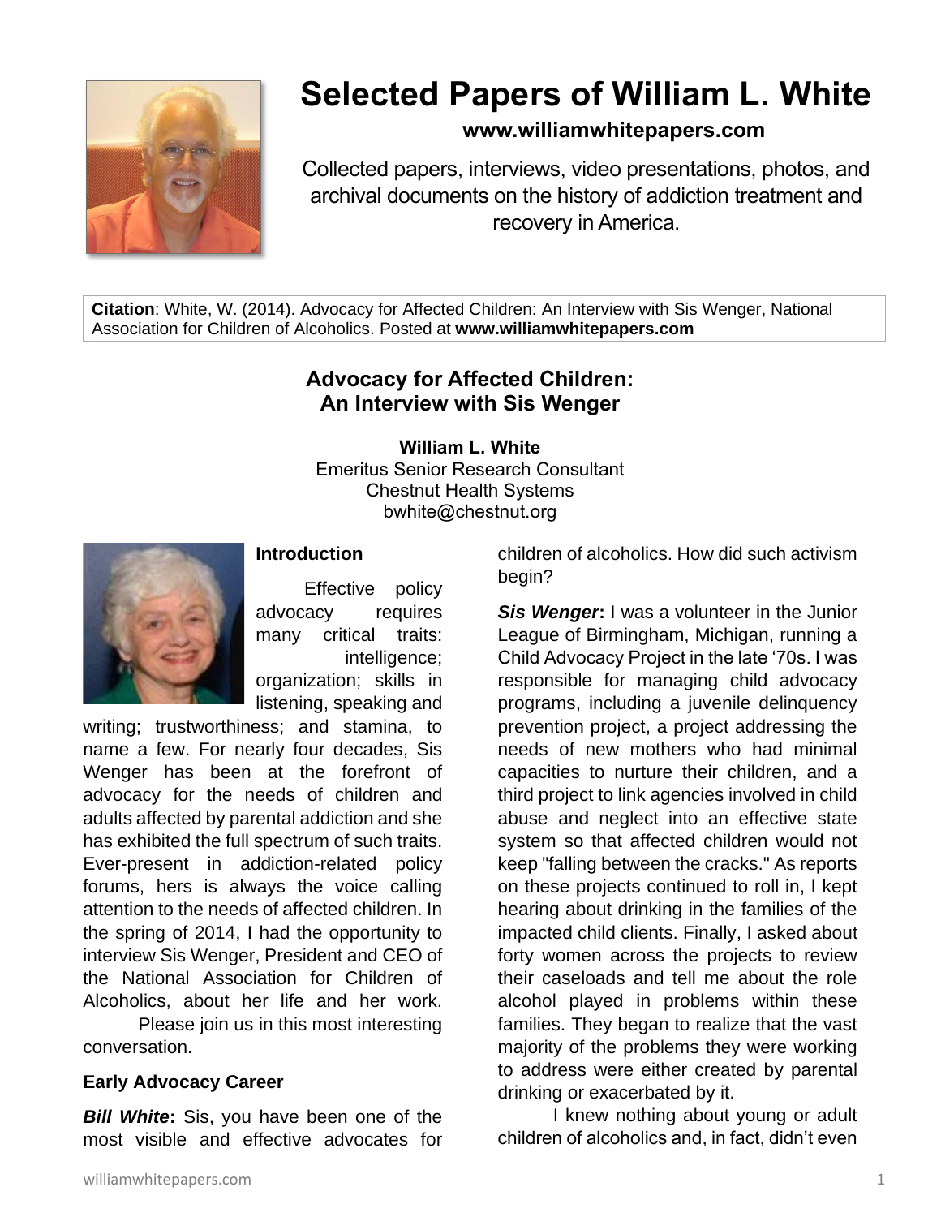# Selected Papers of William L. White

**www.williamwhitepapers.com**

Collected papers, interviews, video presentations, photos, and archival documents on the history of addiction treatment and recovery in America.

**Citation**: White, W. (2014). Advocacy for Affected Children: An Interview with Sis Wenger, National Association for Children of Alcoholics. Posted at **www.williamwhitepapers.com**

## Advocacy for Affected Children: An Interview with Sis Wenger

**William L. White**
Emeritus Senior Research Consultant
Chestnut Health Systems
bwhite@chestnut.org

### Introduction

Effective policy advocacy requires many critical traits: intelligence; organization; skills in listening, speaking and writing; trustworthiness; and stamina, to name a few. For nearly four decades, Sis Wenger has been at the forefront of advocacy for the needs of children and adults affected by parental addiction and she has exhibited the full spectrum of such traits. Ever-present in addiction-related policy forums, hers is always the voice calling attention to the needs of affected children. In the spring of 2014, I had the opportunity to interview Sis Wenger, President and CEO of the National Association for Children of Alcoholics, about her life and her work.

Please join us in this most interesting conversation.

### Early Advocacy Career

***Bill White*:** Sis, you have been one of the most visible and effective advocates for children of alcoholics. How did such activism begin?

***Sis Wenger*:** I was a volunteer in the Junior League of Birmingham, Michigan, running a Child Advocacy Project in the late '70s. I was responsible for managing child advocacy programs, including a juvenile delinquency prevention project, a project addressing the needs of new mothers who had minimal capacities to nurture their children, and a third project to link agencies involved in child abuse and neglect into an effective state system so that affected children would not keep "falling between the cracks." As reports on these projects continued to roll in, I kept hearing about drinking in the families of the impacted child clients. Finally, I asked about forty women across the projects to review their caseloads and tell me about the role alcohol played in problems within these families. They began to realize that the vast majority of the problems they were working to address were either created by parental drinking or exacerbated by it.

I knew nothing about young or adult children of alcoholics and, in fact, didn't even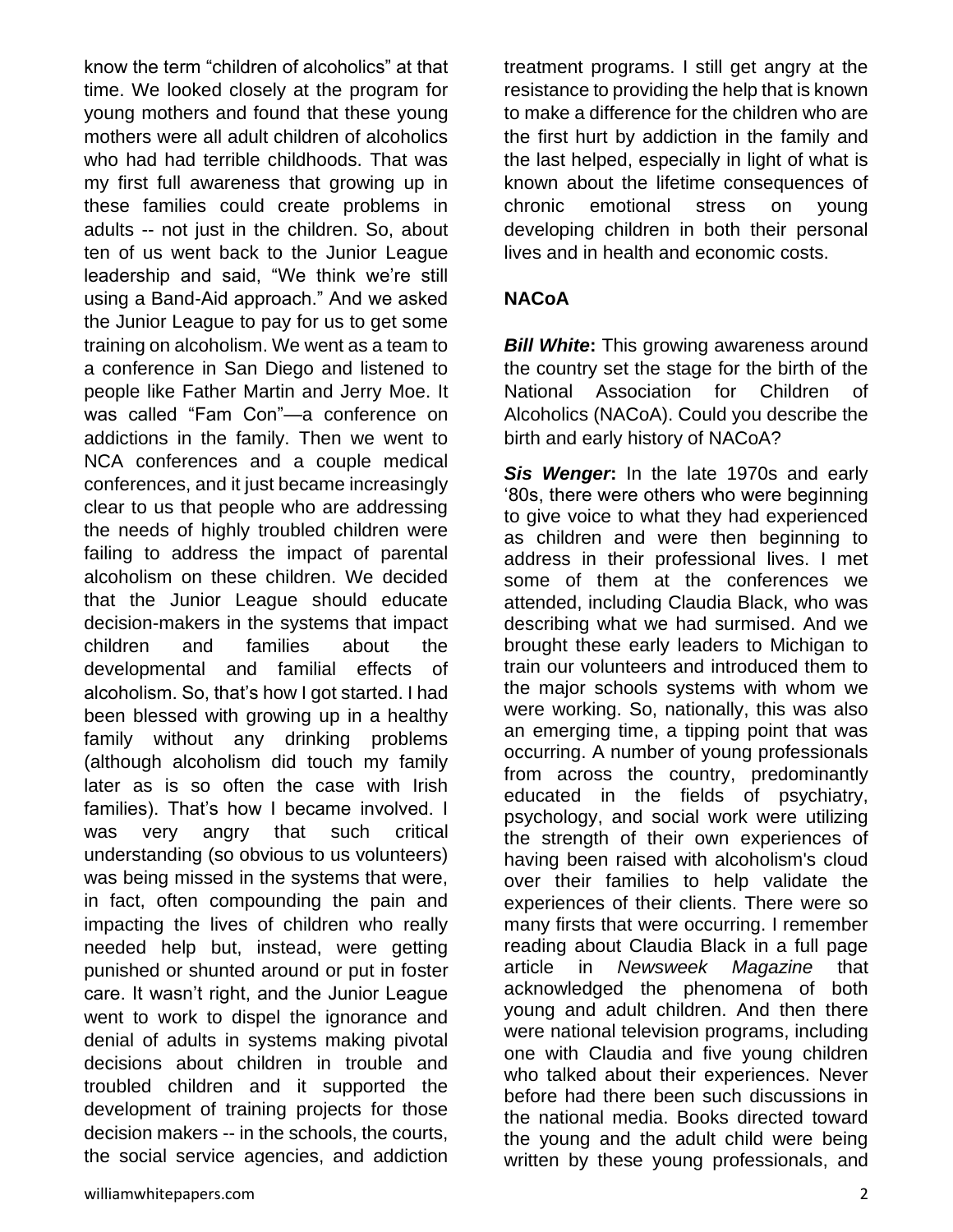know the term "children of alcoholics" at that time. We looked closely at the program for young mothers and found that these young mothers were all adult children of alcoholics who had had terrible childhoods. That was my first full awareness that growing up in these families could create problems in adults -- not just in the children. So, about ten of us went back to the Junior League leadership and said, "We think we're still using a Band-Aid approach." And we asked the Junior League to pay for us to get some training on alcoholism. We went as a team to a conference in San Diego and listened to people like Father Martin and Jerry Moe. It was called "Fam Con"—a conference on addictions in the family. Then we went to NCA conferences and a couple medical conferences, and it just became increasingly clear to us that people who are addressing the needs of highly troubled children were failing to address the impact of parental alcoholism on these children. We decided that the Junior League should educate decision-makers in the systems that impact children and families about the developmental and familial effects of alcoholism. So, that's how I got started. I had been blessed with growing up in a healthy family without any drinking problems (although alcoholism did touch my family later as is so often the case with Irish families). That's how I became involved. I was very angry that such critical understanding (so obvious to us volunteers) was being missed in the systems that were, in fact, often compounding the pain and impacting the lives of children who really needed help but, instead, were getting punished or shunted around or put in foster care. It wasn't right, and the Junior League went to work to dispel the ignorance and denial of adults in systems making pivotal decisions about children in trouble and troubled children and it supported the development of training projects for those decision makers -- in the schools, the courts, the social service agencies, and addiction treatment programs. I still get angry at the resistance to providing the help that is known to make a difference for the children who are the first hurt by addiction in the family and the last helped, especially in light of what is known about the lifetime consequences of chronic emotional stress on young developing children in both their personal lives and in health and economic costs.

## NACoA

***Bill White*:** This growing awareness around the country set the stage for the birth of the National Association for Children of Alcoholics (NACoA). Could you describe the birth and early history of NACoA?

***Sis Wenger*:** In the late 1970s and early '80s, there were others who were beginning to give voice to what they had experienced as children and were then beginning to address in their professional lives. I met some of them at the conferences we attended, including Claudia Black, who was describing what we had surmised. And we brought these early leaders to Michigan to train our volunteers and introduced them to the major schools systems with whom we were working. So, nationally, this was also an emerging time, a tipping point that was occurring. A number of young professionals from across the country, predominantly educated in the fields of psychiatry, psychology, and social work were utilizing the strength of their own experiences of having been raised with alcoholism's cloud over their families to help validate the experiences of their clients. There were so many firsts that were occurring. I remember reading about Claudia Black in a full page article in *Newsweek Magazine* that acknowledged the phenomena of both young and adult children. And then there were national television programs, including one with Claudia and five young children who talked about their experiences. Never before had there been such discussions in the national media. Books directed toward the young and the adult child were being written by these young professionals, and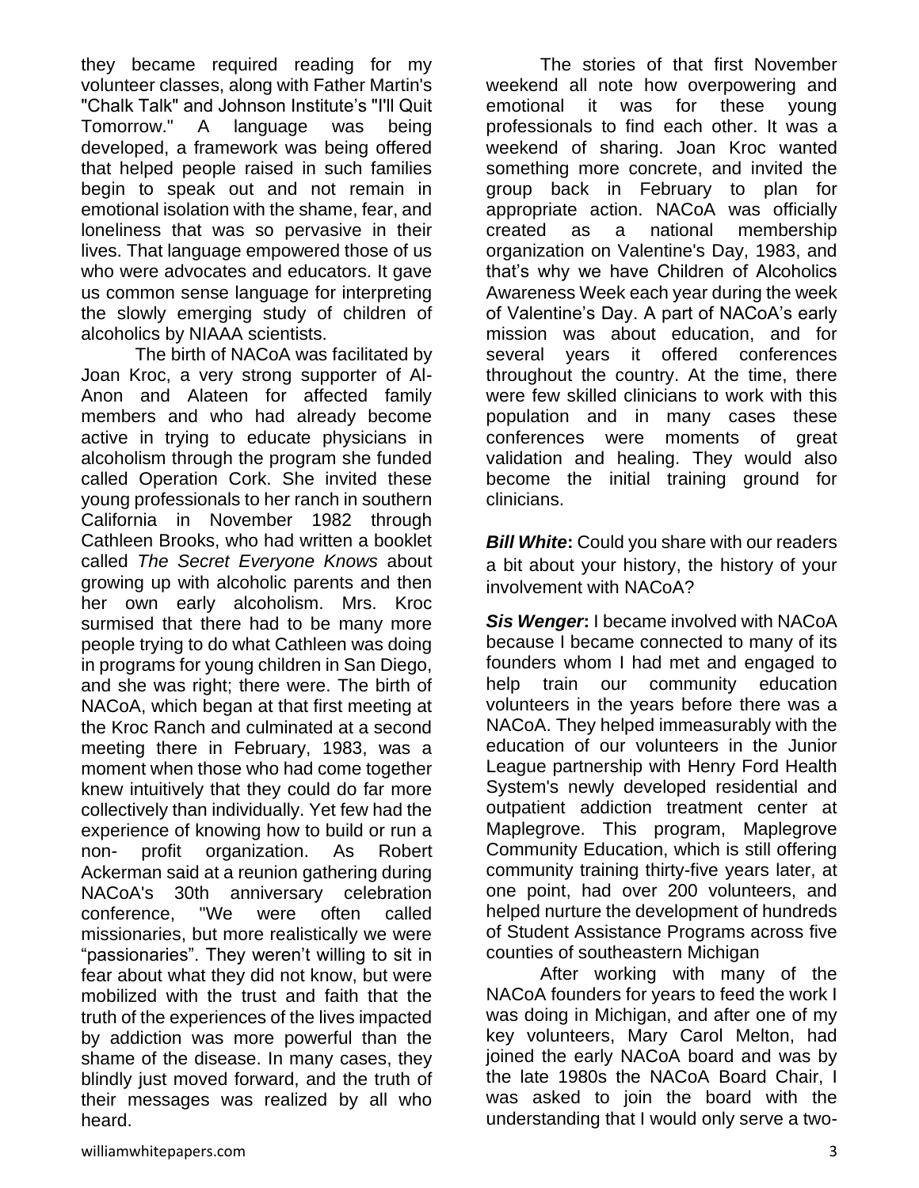they became required reading for my volunteer classes, along with Father Martin's "Chalk Talk" and Johnson Institute's "I'll Quit Tomorrow." A language was being developed, a framework was being offered that helped people raised in such families begin to speak out and not remain in emotional isolation with the shame, fear, and loneliness that was so pervasive in their lives. That language empowered those of us who were advocates and educators. It gave us common sense language for interpreting the slowly emerging study of children of alcoholics by NIAAA scientists.

The birth of NACoA was facilitated by Joan Kroc, a very strong supporter of Al-Anon and Alateen for affected family members and who had already become active in trying to educate physicians in alcoholism through the program she funded called Operation Cork. She invited these young professionals to her ranch in southern California in November 1982 through Cathleen Brooks, who had written a booklet called *The Secret Everyone Knows* about growing up with alcoholic parents and then her own early alcoholism. Mrs. Kroc surmised that there had to be many more people trying to do what Cathleen was doing in programs for young children in San Diego, and she was right; there were. The birth of NACoA, which began at that first meeting at the Kroc Ranch and culminated at a second meeting there in February, 1983, was a moment when those who had come together knew intuitively that they could do far more collectively than individually. Yet few had the experience of knowing how to build or run a non- profit organization. As Robert Ackerman said at a reunion gathering during NACoA's 30th anniversary celebration conference, "We were often called missionaries, but more realistically we were "passionaries". They weren't willing to sit in fear about what they did not know, but were mobilized with the trust and faith that the truth of the experiences of the lives impacted by addiction was more powerful than the shame of the disease. In many cases, they blindly just moved forward, and the truth of their messages was realized by all who heard.

The stories of that first November weekend all note how overpowering and emotional it was for these young professionals to find each other. It was a weekend of sharing. Joan Kroc wanted something more concrete, and invited the group back in February to plan for appropriate action. NACoA was officially created as a national membership organization on Valentine's Day, 1983, and that's why we have Children of Alcoholics Awareness Week each year during the week of Valentine's Day. A part of NACoA's early mission was about education, and for several years it offered conferences throughout the country. At the time, there were few skilled clinicians to work with this population and in many cases these conferences were moments of great validation and healing. They would also become the initial training ground for clinicians.

***Bill White*:** Could you share with our readers a bit about your history, the history of your involvement with NACoA?

***Sis Wenger*:** I became involved with NACoA because I became connected to many of its founders whom I had met and engaged to help train our community education volunteers in the years before there was a NACoA. They helped immeasurably with the education of our volunteers in the Junior League partnership with Henry Ford Health System's newly developed residential and outpatient addiction treatment center at Maplegrove. This program, Maplegrove Community Education, which is still offering community training thirty-five years later, at one point, had over 200 volunteers, and helped nurture the development of hundreds of Student Assistance Programs across five counties of southeastern Michigan

After working with many of the NACoA founders for years to feed the work I was doing in Michigan, and after one of my key volunteers, Mary Carol Melton, had joined the early NACoA board and was by the late 1980s the NACoA Board Chair, I was asked to join the board with the understanding that I would only serve a two-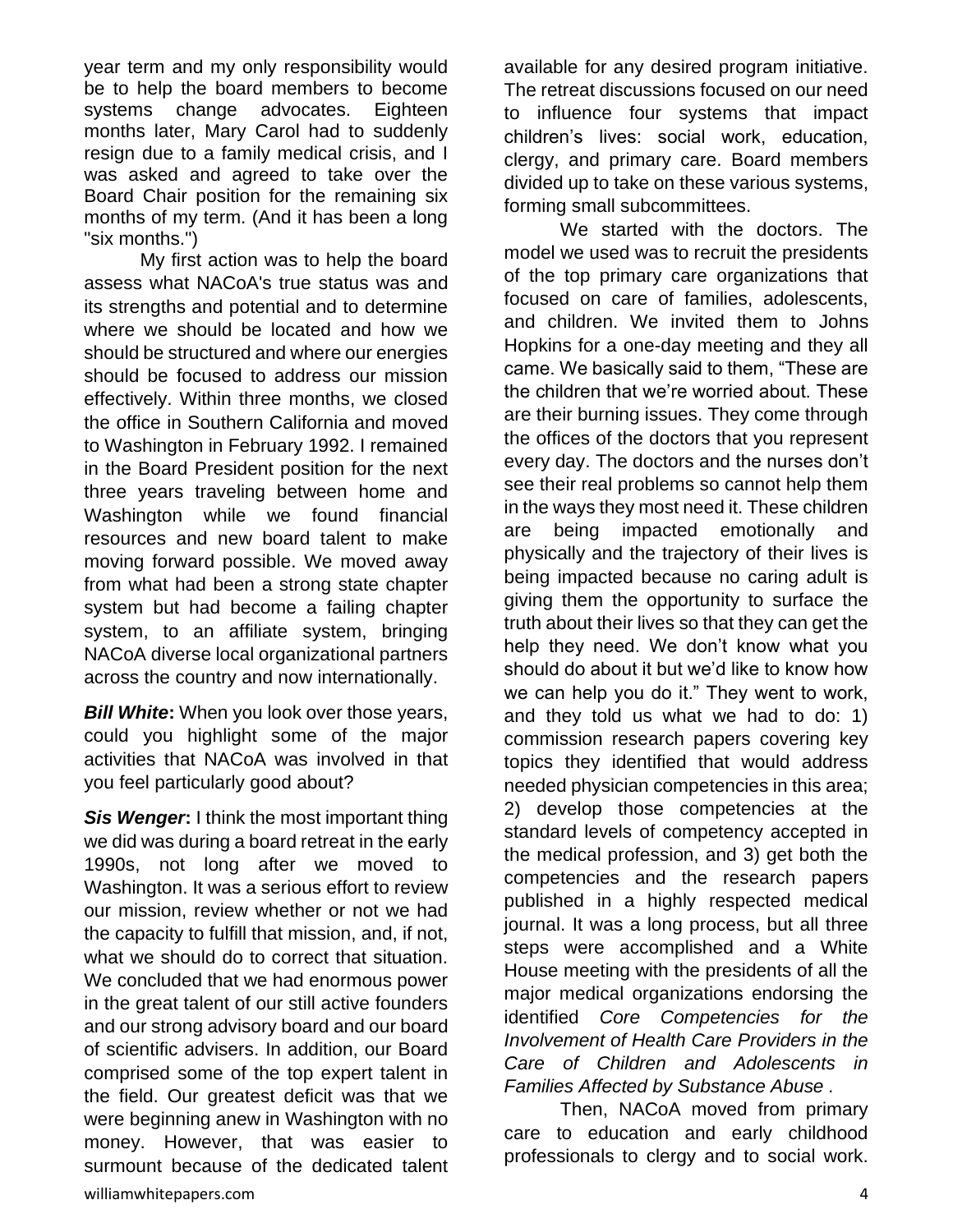year term and my only responsibility would be to help the board members to become systems change advocates. Eighteen months later, Mary Carol had to suddenly resign due to a family medical crisis, and I was asked and agreed to take over the Board Chair position for the remaining six months of my term. (And it has been a long "six months.")

My first action was to help the board assess what NACoA's true status was and its strengths and potential and to determine where we should be located and how we should be structured and where our energies should be focused to address our mission effectively. Within three months, we closed the office in Southern California and moved to Washington in February 1992. I remained in the Board President position for the next three years traveling between home and Washington while we found financial resources and new board talent to make moving forward possible. We moved away from what had been a strong state chapter system but had become a failing chapter system, to an affiliate system, bringing NACoA diverse local organizational partners across the country and now internationally.

***Bill White*:** When you look over those years, could you highlight some of the major activities that NACoA was involved in that you feel particularly good about?

***Sis Wenger*:** I think the most important thing we did was during a board retreat in the early 1990s, not long after we moved to Washington. It was a serious effort to review our mission, review whether or not we had the capacity to fulfill that mission, and, if not, what we should do to correct that situation. We concluded that we had enormous power in the great talent of our still active founders and our strong advisory board and our board of scientific advisers. In addition, our Board comprised some of the top expert talent in the field. Our greatest deficit was that we were beginning anew in Washington with no money. However, that was easier to surmount because of the dedicated talent available for any desired program initiative. The retreat discussions focused on our need to influence four systems that impact children's lives: social work, education, clergy, and primary care. Board members divided up to take on these various systems, forming small subcommittees.

We started with the doctors. The model we used was to recruit the presidents of the top primary care organizations that focused on care of families, adolescents, and children. We invited them to Johns Hopkins for a one-day meeting and they all came. We basically said to them, "These are the children that we're worried about. These are their burning issues. They come through the offices of the doctors that you represent every day. The doctors and the nurses don't see their real problems so cannot help them in the ways they most need it. These children are being impacted emotionally and physically and the trajectory of their lives is being impacted because no caring adult is giving them the opportunity to surface the truth about their lives so that they can get the help they need. We don't know what you should do about it but we'd like to know how we can help you do it." They went to work, and they told us what we had to do: 1) commission research papers covering key topics they identified that would address needed physician competencies in this area; 2) develop those competencies at the standard levels of competency accepted in the medical profession, and 3) get both the competencies and the research papers published in a highly respected medical journal. It was a long process, but all three steps were accomplished and a White House meeting with the presidents of all the major medical organizations endorsing the identified *Core Competencies for the Involvement of Health Care Providers in the Care of Children and Adolescents in Families Affected by Substance Abuse* .

Then, NACoA moved from primary care to education and early childhood professionals to clergy and to social work.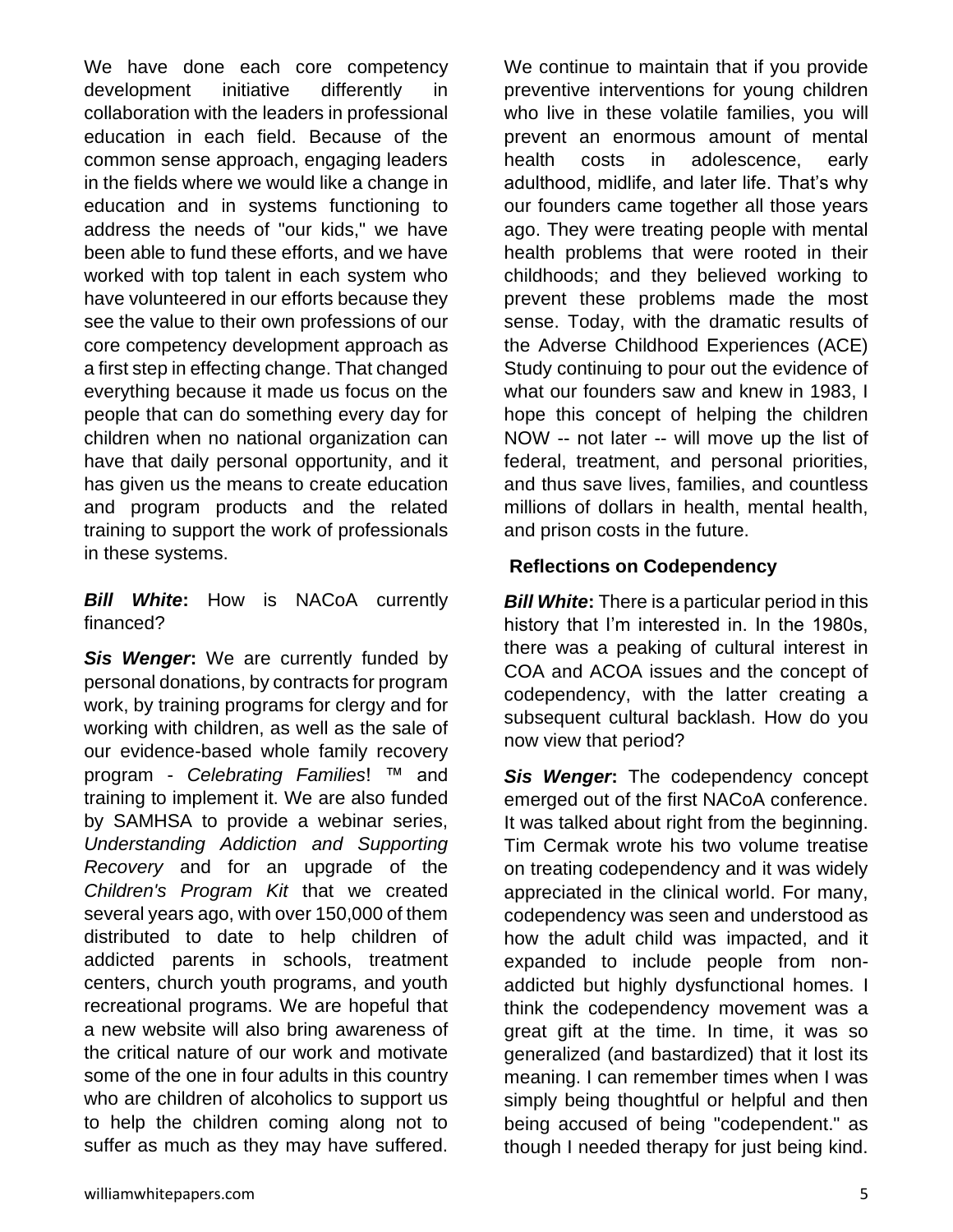We have done each core competency development initiative differently in collaboration with the leaders in professional education in each field. Because of the common sense approach, engaging leaders in the fields where we would like a change in education and in systems functioning to address the needs of "our kids," we have been able to fund these efforts, and we have worked with top talent in each system who have volunteered in our efforts because they see the value to their own professions of our core competency development approach as a first step in effecting change. That changed everything because it made us focus on the people that can do something every day for children when no national organization can have that daily personal opportunity, and it has given us the means to create education and program products and the related training to support the work of professionals in these systems.

***Bill White*:** How is NACoA currently financed?

***Sis Wenger*:** We are currently funded by personal donations, by contracts for program work, by training programs for clergy and for working with children, as well as the sale of our evidence-based whole family recovery program - *Celebrating Families*! ™ and training to implement it. We are also funded by SAMHSA to provide a webinar series, *Understanding Addiction and Supporting Recovery* and for an upgrade of the *Children's Program Kit* that we created several years ago, with over 150,000 of them distributed to date to help children of addicted parents in schools, treatment centers, church youth programs, and youth recreational programs. We are hopeful that a new website will also bring awareness of the critical nature of our work and motivate some of the one in four adults in this country who are children of alcoholics to support us to help the children coming along not to suffer as much as they may have suffered. We continue to maintain that if you provide preventive interventions for young children who live in these volatile families, you will prevent an enormous amount of mental health costs in adolescence, early adulthood, midlife, and later life. That's why our founders came together all those years ago. They were treating people with mental health problems that were rooted in their childhoods; and they believed working to prevent these problems made the most sense. Today, with the dramatic results of the Adverse Childhood Experiences (ACE) Study continuing to pour out the evidence of what our founders saw and knew in 1983, I hope this concept of helping the children NOW -- not later -- will move up the list of federal, treatment, and personal priorities, and thus save lives, families, and countless millions of dollars in health, mental health, and prison costs in the future.

## Reflections on Codependency

***Bill White*:** There is a particular period in this history that I'm interested in. In the 1980s, there was a peaking of cultural interest in COA and ACOA issues and the concept of codependency, with the latter creating a subsequent cultural backlash. How do you now view that period?

***Sis Wenger*:** The codependency concept emerged out of the first NACoA conference. It was talked about right from the beginning. Tim Cermak wrote his two volume treatise on treating codependency and it was widely appreciated in the clinical world. For many, codependency was seen and understood as how the adult child was impacted, and it expanded to include people from non-addicted but highly dysfunctional homes. I think the codependency movement was a great gift at the time. In time, it was so generalized (and bastardized) that it lost its meaning. I can remember times when I was simply being thoughtful or helpful and then being accused of being "codependent." as though I needed therapy for just being kind.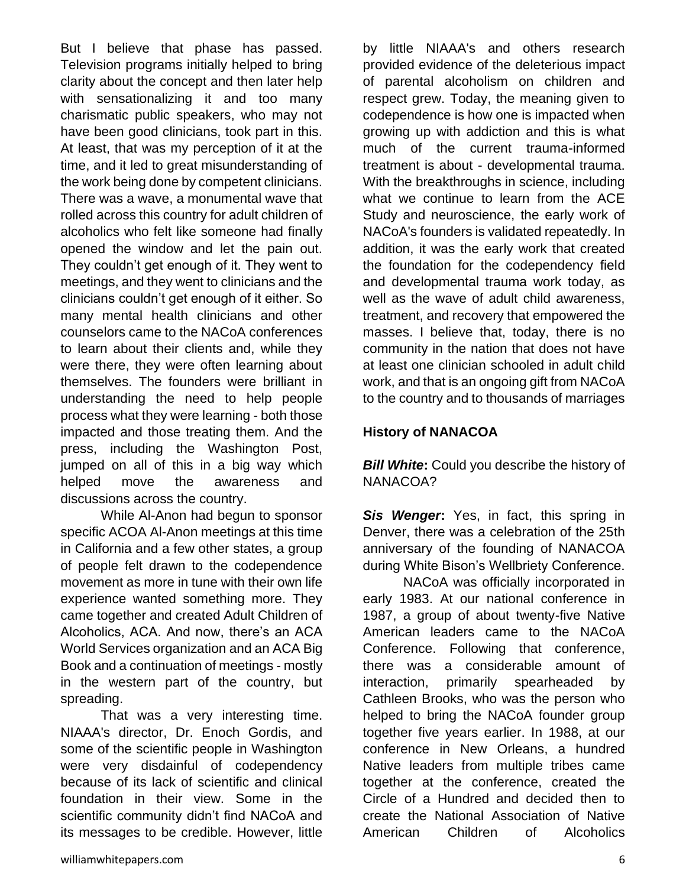But I believe that phase has passed. Television programs initially helped to bring clarity about the concept and then later help with sensationalizing it and too many charismatic public speakers, who may not have been good clinicians, took part in this. At least, that was my perception of it at the time, and it led to great misunderstanding of the work being done by competent clinicians. There was a wave, a monumental wave that rolled across this country for adult children of alcoholics who felt like someone had finally opened the window and let the pain out. They couldn't get enough of it. They went to meetings, and they went to clinicians and the clinicians couldn't get enough of it either. So many mental health clinicians and other counselors came to the NACoA conferences to learn about their clients and, while they were there, they were often learning about themselves. The founders were brilliant in understanding the need to help people process what they were learning - both those impacted and those treating them. And the press, including the Washington Post, jumped on all of this in a big way which helped move the awareness and discussions across the country.

While Al-Anon had begun to sponsor specific ACOA Al-Anon meetings at this time in California and a few other states, a group of people felt drawn to the codependence movement as more in tune with their own life experience wanted something more. They came together and created Adult Children of Alcoholics, ACA. And now, there's an ACA World Services organization and an ACA Big Book and a continuation of meetings - mostly in the western part of the country, but spreading.

That was a very interesting time. NIAAA's director, Dr. Enoch Gordis, and some of the scientific people in Washington were very disdainful of codependency because of its lack of scientific and clinical foundation in their view. Some in the scientific community didn't find NACoA and its messages to be credible. However, little by little NIAAA's and others research provided evidence of the deleterious impact of parental alcoholism on children and respect grew. Today, the meaning given to codependence is how one is impacted when growing up with addiction and this is what much of the current trauma-informed treatment is about - developmental trauma. With the breakthroughs in science, including what we continue to learn from the ACE Study and neuroscience, the early work of NACoA's founders is validated repeatedly. In addition, it was the early work that created the foundation for the codependency field and developmental trauma work today, as well as the wave of adult child awareness, treatment, and recovery that empowered the masses. I believe that, today, there is no community in the nation that does not have at least one clinician schooled in adult child work, and that is an ongoing gift from NACoA to the country and to thousands of marriages

**History of NANACOA**

***Bill White*:** Could you describe the history of NANACOA?

***Sis Wenger*:** Yes, in fact, this spring in Denver, there was a celebration of the 25th anniversary of the founding of NANACOA during White Bison's Wellbriety Conference.

NACoA was officially incorporated in early 1983. At our national conference in 1987, a group of about twenty-five Native American leaders came to the NACoA Conference. Following that conference, there was a considerable amount of interaction, primarily spearheaded by Cathleen Brooks, who was the person who helped to bring the NACoA founder group together five years earlier. In 1988, at our conference in New Orleans, a hundred Native leaders from multiple tribes came together at the conference, created the Circle of a Hundred and decided then to create the National Association of Native American Children of Alcoholics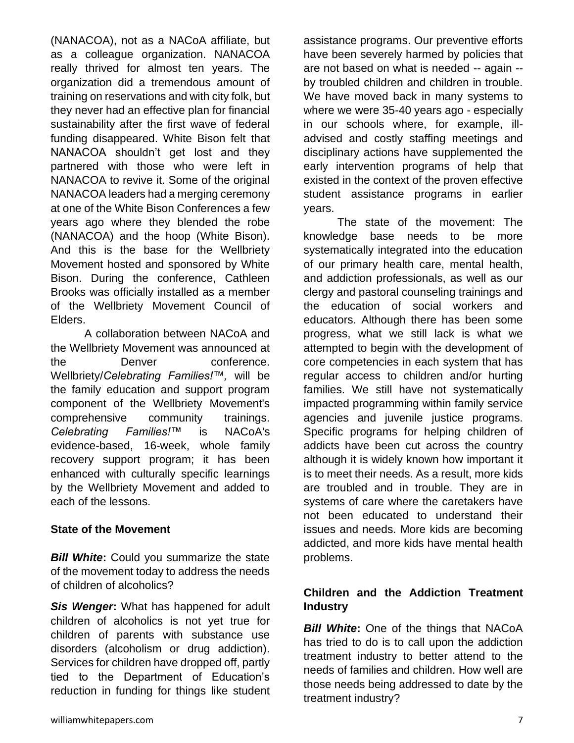(NANACOA), not as a NACoA affiliate, but as a colleague organization. NANACOA really thrived for almost ten years. The organization did a tremendous amount of training on reservations and with city folk, but they never had an effective plan for financial sustainability after the first wave of federal funding disappeared. White Bison felt that NANACOA shouldn't get lost and they partnered with those who were left in NANACOA to revive it. Some of the original NANACOA leaders had a merging ceremony at one of the White Bison Conferences a few years ago where they blended the robe (NANACOA) and the hoop (White Bison). And this is the base for the Wellbriety Movement hosted and sponsored by White Bison. During the conference, Cathleen Brooks was officially installed as a member of the Wellbriety Movement Council of Elders.

A collaboration between NACoA and the Wellbriety Movement was announced at the Denver conference. Wellbriety/*Celebrating Families!*™*,* will be the family education and support program component of the Wellbriety Movement's comprehensive community trainings. *Celebrating Families!*™ is NACoA's evidence-based, 16-week, whole family recovery support program; it has been enhanced with culturally specific learnings by the Wellbriety Movement and added to each of the lessons.

### State of the Movement

***Bill White*:** Could you summarize the state of the movement today to address the needs of children of alcoholics?

***Sis Wenger*:** What has happened for adult children of alcoholics is not yet true for children of parents with substance use disorders (alcoholism or drug addiction). Services for children have dropped off, partly tied to the Department of Education's reduction in funding for things like student assistance programs. Our preventive efforts have been severely harmed by policies that are not based on what is needed -- again -- by troubled children and children in trouble. We have moved back in many systems to where we were 35-40 years ago - especially in our schools where, for example, ill-advised and costly staffing meetings and disciplinary actions have supplemented the early intervention programs of help that existed in the context of the proven effective student assistance programs in earlier years.

The state of the movement: The knowledge base needs to be more systematically integrated into the education of our primary health care, mental health, and addiction professionals, as well as our clergy and pastoral counseling trainings and the education of social workers and educators. Although there has been some progress, what we still lack is what we attempted to begin with the development of core competencies in each system that has regular access to children and/or hurting families. We still have not systematically impacted programming within family service agencies and juvenile justice programs. Specific programs for helping children of addicts have been cut across the country although it is widely known how important it is to meet their needs. As a result, more kids are troubled and in trouble. They are in systems of care where the caretakers have not been educated to understand their issues and needs. More kids are becoming addicted, and more kids have mental health problems.

### Children and the Addiction Treatment Industry

***Bill White*:** One of the things that NACoA has tried to do is to call upon the addiction treatment industry to better attend to the needs of families and children. How well are those needs being addressed to date by the treatment industry?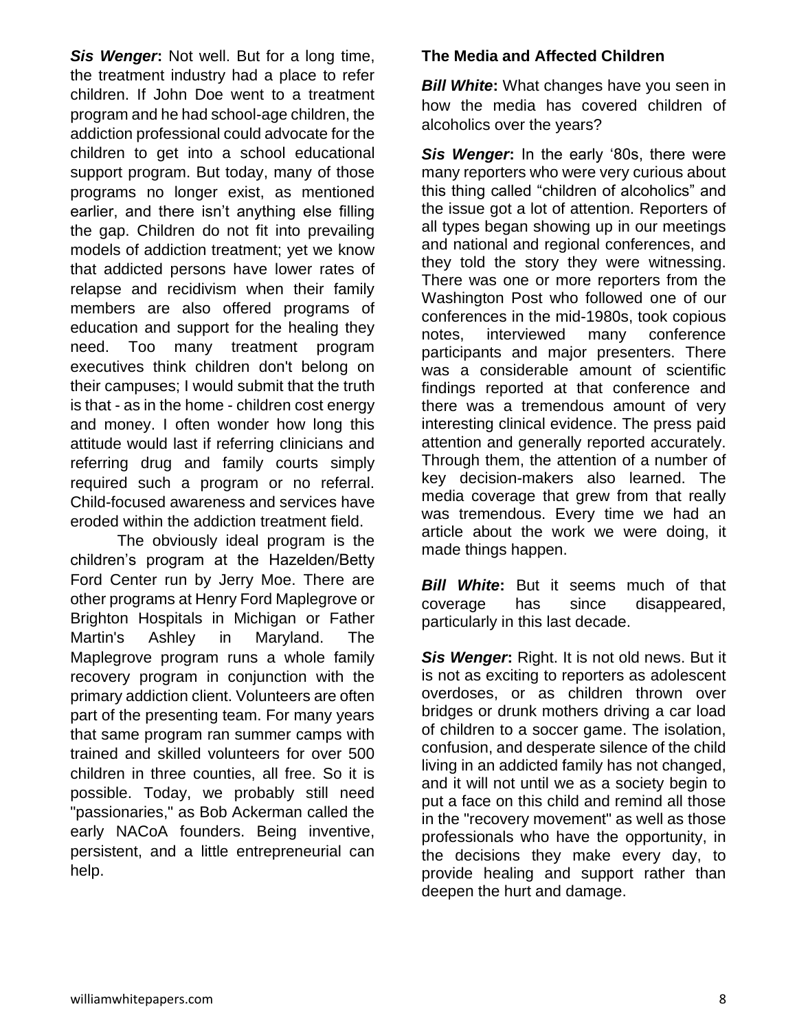***Sis Wenger*:** Not well. But for a long time, the treatment industry had a place to refer children. If John Doe went to a treatment program and he had school-age children, the addiction professional could advocate for the children to get into a school educational support program. But today, many of those programs no longer exist, as mentioned earlier, and there isn't anything else filling the gap. Children do not fit into prevailing models of addiction treatment; yet we know that addicted persons have lower rates of relapse and recidivism when their family members are also offered programs of education and support for the healing they need. Too many treatment program executives think children don't belong on their campuses; I would submit that the truth is that - as in the home - children cost energy and money. I often wonder how long this attitude would last if referring clinicians and referring drug and family courts simply required such a program or no referral. Child-focused awareness and services have eroded within the addiction treatment field.

The obviously ideal program is the children's program at the Hazelden/Betty Ford Center run by Jerry Moe. There are other programs at Henry Ford Maplegrove or Brighton Hospitals in Michigan or Father Martin's Ashley in Maryland. The Maplegrove program runs a whole family recovery program in conjunction with the primary addiction client. Volunteers are often part of the presenting team. For many years that same program ran summer camps with trained and skilled volunteers for over 500 children in three counties, all free. So it is possible. Today, we probably still need "passionaries," as Bob Ackerman called the early NACoA founders. Being inventive, persistent, and a little entrepreneurial can help.

**The Media and Affected Children**

***Bill White*:** What changes have you seen in how the media has covered children of alcoholics over the years?

***Sis Wenger*:** In the early '80s, there were many reporters who were very curious about this thing called "children of alcoholics" and the issue got a lot of attention. Reporters of all types began showing up in our meetings and national and regional conferences, and they told the story they were witnessing. There was one or more reporters from the Washington Post who followed one of our conferences in the mid-1980s, took copious notes, interviewed many conference participants and major presenters. There was a considerable amount of scientific findings reported at that conference and there was a tremendous amount of very interesting clinical evidence. The press paid attention and generally reported accurately. Through them, the attention of a number of key decision-makers also learned. The media coverage that grew from that really was tremendous. Every time we had an article about the work we were doing, it made things happen.

***Bill White*:** But it seems much of that coverage has since disappeared, particularly in this last decade.

***Sis Wenger*:** Right. It is not old news. But it is not as exciting to reporters as adolescent overdoses, or as children thrown over bridges or drunk mothers driving a car load of children to a soccer game. The isolation, confusion, and desperate silence of the child living in an addicted family has not changed, and it will not until we as a society begin to put a face on this child and remind all those in the "recovery movement" as well as those professionals who have the opportunity, in the decisions they make every day, to provide healing and support rather than deepen the hurt and damage.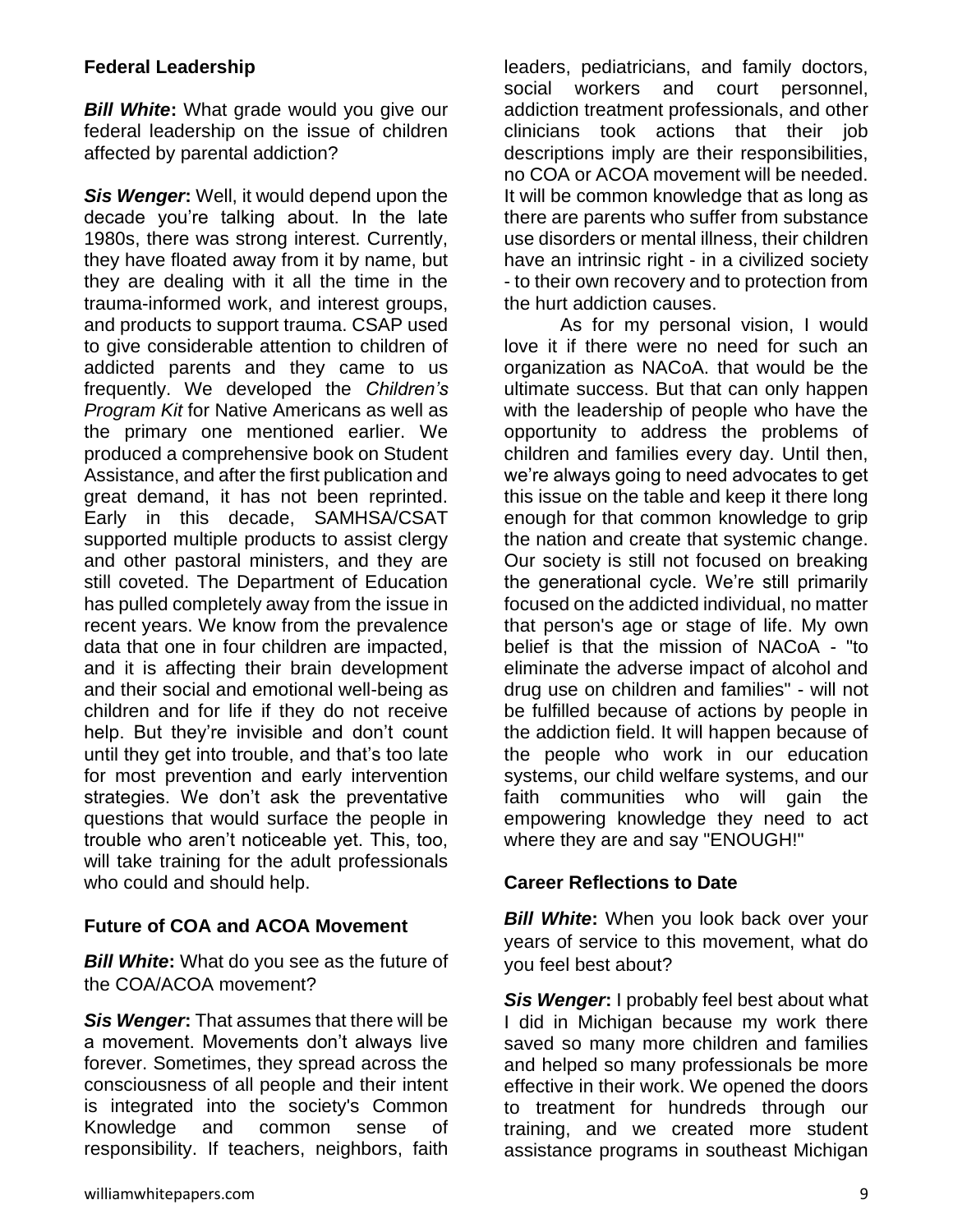### Federal Leadership

***Bill White*:** What grade would you give our federal leadership on the issue of children affected by parental addiction?

***Sis Wenger*:** Well, it would depend upon the decade you're talking about. In the late 1980s, there was strong interest. Currently, they have floated away from it by name, but they are dealing with it all the time in the trauma-informed work, and interest groups, and products to support trauma. CSAP used to give considerable attention to children of addicted parents and they came to us frequently. We developed the *Children's Program Kit* for Native Americans as well as the primary one mentioned earlier. We produced a comprehensive book on Student Assistance, and after the first publication and great demand, it has not been reprinted. Early in this decade, SAMHSA/CSAT supported multiple products to assist clergy and other pastoral ministers, and they are still coveted. The Department of Education has pulled completely away from the issue in recent years. We know from the prevalence data that one in four children are impacted, and it is affecting their brain development and their social and emotional well-being as children and for life if they do not receive help. But they're invisible and don't count until they get into trouble, and that's too late for most prevention and early intervention strategies. We don't ask the preventative questions that would surface the people in trouble who aren't noticeable yet. This, too, will take training for the adult professionals who could and should help.

### Future of COA and ACOA Movement

***Bill White*:** What do you see as the future of the COA/ACOA movement?

***Sis Wenger*:** That assumes that there will be a movement. Movements don't always live forever. Sometimes, they spread across the consciousness of all people and their intent is integrated into the society's Common Knowledge and common sense of responsibility. If teachers, neighbors, faith leaders, pediatricians, and family doctors, social workers and court personnel, addiction treatment professionals, and other clinicians took actions that their job descriptions imply are their responsibilities, no COA or ACOA movement will be needed. It will be common knowledge that as long as there are parents who suffer from substance use disorders or mental illness, their children have an intrinsic right - in a civilized society - to their own recovery and to protection from the hurt addiction causes.

As for my personal vision, I would love it if there were no need for such an organization as NACoA. that would be the ultimate success. But that can only happen with the leadership of people who have the opportunity to address the problems of children and families every day. Until then, we're always going to need advocates to get this issue on the table and keep it there long enough for that common knowledge to grip the nation and create that systemic change. Our society is still not focused on breaking the generational cycle. We're still primarily focused on the addicted individual, no matter that person's age or stage of life. My own belief is that the mission of NACoA - "to eliminate the adverse impact of alcohol and drug use on children and families" - will not be fulfilled because of actions by people in the addiction field. It will happen because of the people who work in our education systems, our child welfare systems, and our faith communities who will gain the empowering knowledge they need to act where they are and say "ENOUGH!"

### Career Reflections to Date

***Bill White*:** When you look back over your years of service to this movement, what do you feel best about?

***Sis Wenger*:** I probably feel best about what I did in Michigan because my work there saved so many more children and families and helped so many professionals be more effective in their work. We opened the doors to treatment for hundreds through our training, and we created more student assistance programs in southeast Michigan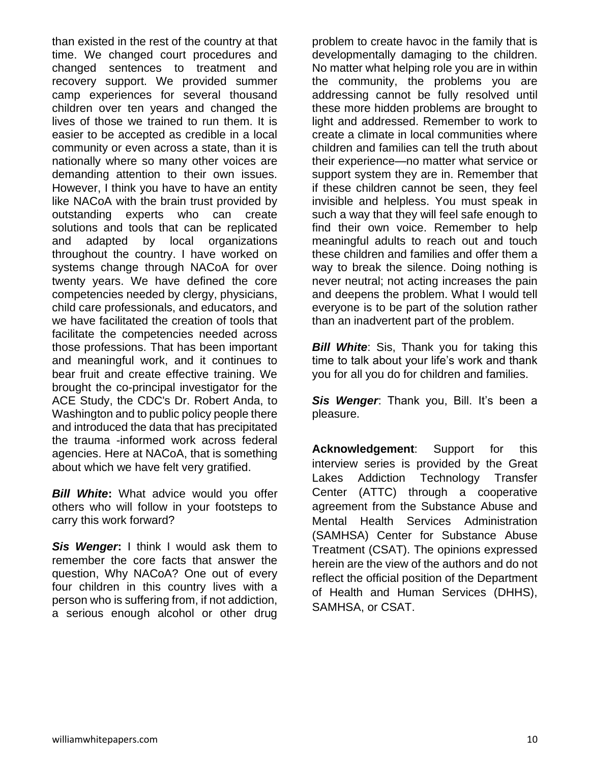than existed in the rest of the country at that time. We changed court procedures and changed sentences to treatment and recovery support. We provided summer camp experiences for several thousand children over ten years and changed the lives of those we trained to run them. It is easier to be accepted as credible in a local community or even across a state, than it is nationally where so many other voices are demanding attention to their own issues. However, I think you have to have an entity like NACoA with the brain trust provided by outstanding experts who can create solutions and tools that can be replicated and adapted by local organizations throughout the country. I have worked on systems change through NACoA for over twenty years. We have defined the core competencies needed by clergy, physicians, child care professionals, and educators, and we have facilitated the creation of tools that facilitate the competencies needed across those professions. That has been important and meaningful work, and it continues to bear fruit and create effective training. We brought the co-principal investigator for the ACE Study, the CDC's Dr. Robert Anda, to Washington and to public policy people there and introduced the data that has precipitated the trauma -informed work across federal agencies. Here at NACoA, that is something about which we have felt very gratified.

***Bill White*:** What advice would you offer others who will follow in your footsteps to carry this work forward?

***Sis Wenger*:** I think I would ask them to remember the core facts that answer the question, Why NACoA? One out of every four children in this country lives with a person who is suffering from, if not addiction, a serious enough alcohol or other drug problem to create havoc in the family that is developmentally damaging to the children. No matter what helping role you are in within the community, the problems you are addressing cannot be fully resolved until these more hidden problems are brought to light and addressed. Remember to work to create a climate in local communities where children and families can tell the truth about their experience—no matter what service or support system they are in. Remember that if these children cannot be seen, they feel invisible and helpless. You must speak in such a way that they will feel safe enough to find their own voice. Remember to help meaningful adults to reach out and touch these children and families and offer them a way to break the silence. Doing nothing is never neutral; not acting increases the pain and deepens the problem. What I would tell everyone is to be part of the solution rather than an inadvertent part of the problem.

***Bill White***: Sis, Thank you for taking this time to talk about your life's work and thank you for all you do for children and families.

***Sis Wenger***: Thank you, Bill. It's been a pleasure.

**Acknowledgement**: Support for this interview series is provided by the Great Lakes Addiction Technology Transfer Center (ATTC) through a cooperative agreement from the Substance Abuse and Mental Health Services Administration (SAMHSA) Center for Substance Abuse Treatment (CSAT). The opinions expressed herein are the view of the authors and do not reflect the official position of the Department of Health and Human Services (DHHS), SAMHSA, or CSAT.